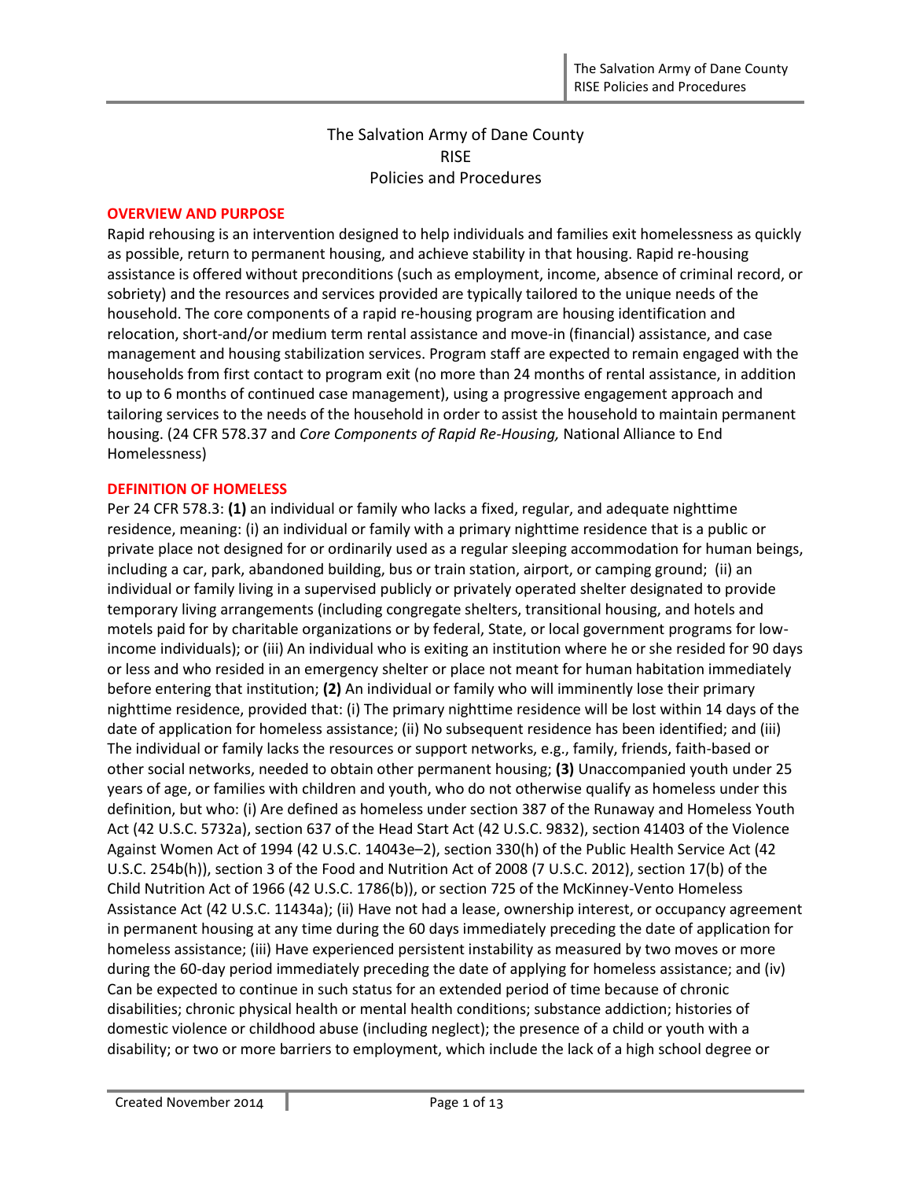# The Salvation Army of Dane County
# RISE
# Policies and Procedures

## OVERVIEW AND PURPOSE

Rapid rehousing is an intervention designed to help individuals and families exit homelessness as quickly as possible, return to permanent housing, and achieve stability in that housing. Rapid re-housing assistance is offered without preconditions (such as employment, income, absence of criminal record, or sobriety) and the resources and services provided are typically tailored to the unique needs of the household. The core components of a rapid re-housing program are housing identification and relocation, short-and/or medium term rental assistance and move-in (financial) assistance, and case management and housing stabilization services. Program staff are expected to remain engaged with the households from first contact to program exit (no more than 24 months of rental assistance, in addition to up to 6 months of continued case management), using a progressive engagement approach and tailoring services to the needs of the household in order to assist the household to maintain permanent housing. (24 CFR 578.37 and *Core Components of Rapid Re-Housing,* National Alliance to End Homelessness)

## DEFINITION OF HOMELESS

Per 24 CFR 578.3: **(1)** an individual or family who lacks a fixed, regular, and adequate nighttime residence, meaning: (i) an individual or family with a primary nighttime residence that is a public or private place not designed for or ordinarily used as a regular sleeping accommodation for human beings, including a car, park, abandoned building, bus or train station, airport, or camping ground; (ii) an individual or family living in a supervised publicly or privately operated shelter designated to provide temporary living arrangements (including congregate shelters, transitional housing, and hotels and motels paid for by charitable organizations or by federal, State, or local government programs for low-income individuals); or (iii) An individual who is exiting an institution where he or she resided for 90 days or less and who resided in an emergency shelter or place not meant for human habitation immediately before entering that institution; **(2)** An individual or family who will imminently lose their primary nighttime residence, provided that: (i) The primary nighttime residence will be lost within 14 days of the date of application for homeless assistance; (ii) No subsequent residence has been identified; and (iii) The individual or family lacks the resources or support networks, e.g., family, friends, faith-based or other social networks, needed to obtain other permanent housing; **(3)** Unaccompanied youth under 25 years of age, or families with children and youth, who do not otherwise qualify as homeless under this definition, but who: (i) Are defined as homeless under section 387 of the Runaway and Homeless Youth Act (42 U.S.C. 5732a), section 637 of the Head Start Act (42 U.S.C. 9832), section 41403 of the Violence Against Women Act of 1994 (42 U.S.C. 14043e–2), section 330(h) of the Public Health Service Act (42 U.S.C. 254b(h)), section 3 of the Food and Nutrition Act of 2008 (7 U.S.C. 2012), section 17(b) of the Child Nutrition Act of 1966 (42 U.S.C. 1786(b)), or section 725 of the McKinney-Vento Homeless Assistance Act (42 U.S.C. 11434a); (ii) Have not had a lease, ownership interest, or occupancy agreement in permanent housing at any time during the 60 days immediately preceding the date of application for homeless assistance; (iii) Have experienced persistent instability as measured by two moves or more during the 60-day period immediately preceding the date of applying for homeless assistance; and (iv) Can be expected to continue in such status for an extended period of time because of chronic disabilities; chronic physical health or mental health conditions; substance addiction; histories of domestic violence or childhood abuse (including neglect); the presence of a child or youth with a disability; or two or more barriers to employment, which include the lack of a high school degree or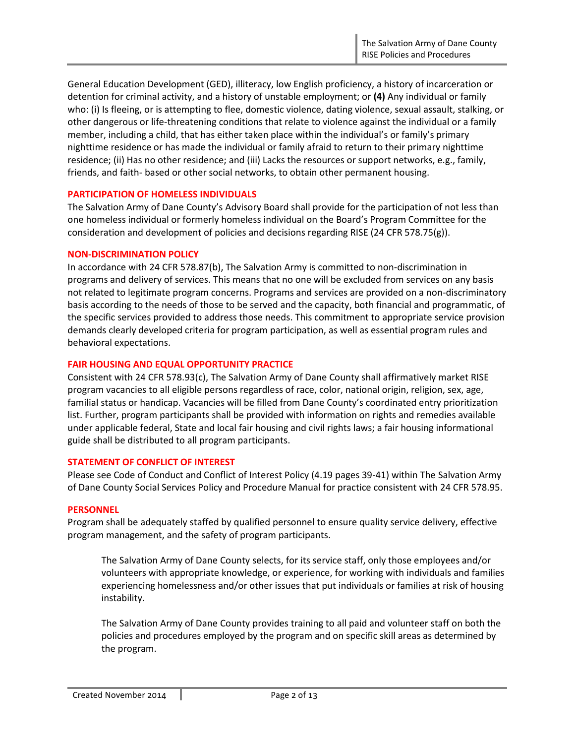General Education Development (GED), illiteracy, low English proficiency, a history of incarceration or detention for criminal activity, and a history of unstable employment; or **(4)** Any individual or family who: (i) Is fleeing, or is attempting to flee, domestic violence, dating violence, sexual assault, stalking, or other dangerous or life-threatening conditions that relate to violence against the individual or a family member, including a child, that has either taken place within the individual's or family's primary nighttime residence or has made the individual or family afraid to return to their primary nighttime residence; (ii) Has no other residence; and (iii) Lacks the resources or support networks, e.g., family, friends, and faith- based or other social networks, to obtain other permanent housing.

### PARTICIPATION OF HOMELESS INDIVIDUALS

The Salvation Army of Dane County's Advisory Board shall provide for the participation of not less than one homeless individual or formerly homeless individual on the Board's Program Committee for the consideration and development of policies and decisions regarding RISE (24 CFR 578.75(g)).

### NON-DISCRIMINATION POLICY

In accordance with 24 CFR 578.87(b), The Salvation Army is committed to non-discrimination in programs and delivery of services. This means that no one will be excluded from services on any basis not related to legitimate program concerns. Programs and services are provided on a non-discriminatory basis according to the needs of those to be served and the capacity, both financial and programmatic, of the specific services provided to address those needs. This commitment to appropriate service provision demands clearly developed criteria for program participation, as well as essential program rules and behavioral expectations.

### FAIR HOUSING AND EQUAL OPPORTUNITY PRACTICE

Consistent with 24 CFR 578.93(c), The Salvation Army of Dane County shall affirmatively market RISE program vacancies to all eligible persons regardless of race, color, national origin, religion, sex, age, familial status or handicap. Vacancies will be filled from Dane County's coordinated entry prioritization list. Further, program participants shall be provided with information on rights and remedies available under applicable federal, State and local fair housing and civil rights laws; a fair housing informational guide shall be distributed to all program participants.

### STATEMENT OF CONFLICT OF INTEREST

Please see Code of Conduct and Conflict of Interest Policy (4.19 pages 39-41) within The Salvation Army of Dane County Social Services Policy and Procedure Manual for practice consistent with 24 CFR 578.95.

### PERSONNEL

Program shall be adequately staffed by qualified personnel to ensure quality service delivery, effective program management, and the safety of program participants.

> The Salvation Army of Dane County selects, for its service staff, only those employees and/or volunteers with appropriate knowledge, or experience, for working with individuals and families experiencing homelessness and/or other issues that put individuals or families at risk of housing instability.
>
> The Salvation Army of Dane County provides training to all paid and volunteer staff on both the policies and procedures employed by the program and on specific skill areas as determined by the program.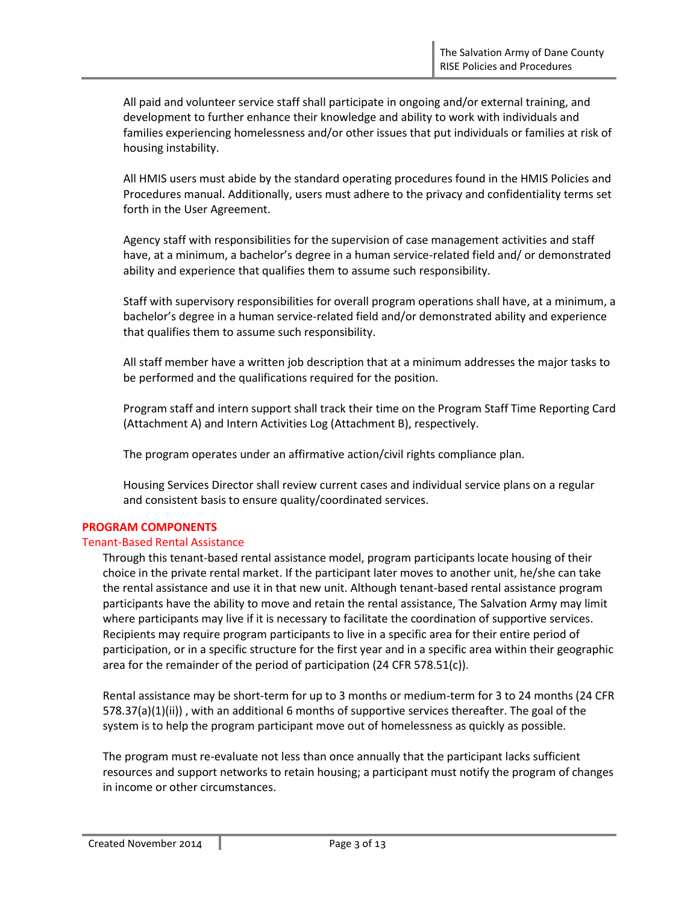All paid and volunteer service staff shall participate in ongoing and/or external training, and development to further enhance their knowledge and ability to work with individuals and families experiencing homelessness and/or other issues that put individuals or families at risk of housing instability.

All HMIS users must abide by the standard operating procedures found in the HMIS Policies and Procedures manual. Additionally, users must adhere to the privacy and confidentiality terms set forth in the User Agreement.

Agency staff with responsibilities for the supervision of case management activities and staff have, at a minimum, a bachelor's degree in a human service-related field and/ or demonstrated ability and experience that qualifies them to assume such responsibility.

Staff with supervisory responsibilities for overall program operations shall have, at a minimum, a bachelor's degree in a human service-related field and/or demonstrated ability and experience that qualifies them to assume such responsibility.

All staff member have a written job description that at a minimum addresses the major tasks to be performed and the qualifications required for the position.

Program staff and intern support shall track their time on the Program Staff Time Reporting Card (Attachment A) and Intern Activities Log (Attachment B), respectively.

The program operates under an affirmative action/civil rights compliance plan.

Housing Services Director shall review current cases and individual service plans on a regular and consistent basis to ensure quality/coordinated services.

## PROGRAM COMPONENTS

### Tenant-Based Rental Assistance

Through this tenant-based rental assistance model, program participants locate housing of their choice in the private rental market. If the participant later moves to another unit, he/she can take the rental assistance and use it in that new unit. Although tenant-based rental assistance program participants have the ability to move and retain the rental assistance, The Salvation Army may limit where participants may live if it is necessary to facilitate the coordination of supportive services. Recipients may require program participants to live in a specific area for their entire period of participation, or in a specific structure for the first year and in a specific area within their geographic area for the remainder of the period of participation (24 CFR 578.51(c)).

Rental assistance may be short-term for up to 3 months or medium-term for 3 to 24 months (24 CFR 578.37(a)(1)(ii)) , with an additional 6 months of supportive services thereafter. The goal of the system is to help the program participant move out of homelessness as quickly as possible.

The program must re-evaluate not less than once annually that the participant lacks sufficient resources and support networks to retain housing; a participant must notify the program of changes in income or other circumstances.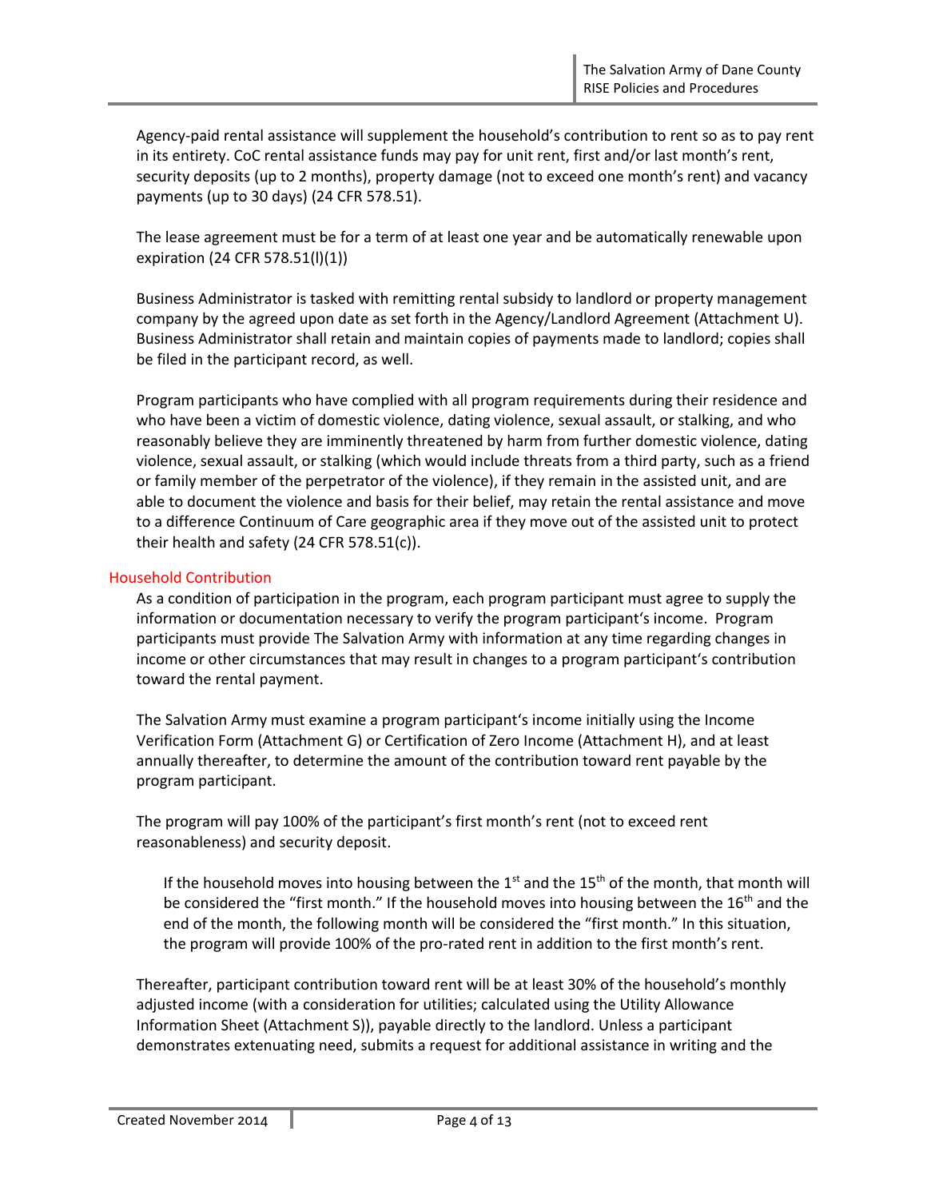Agency-paid rental assistance will supplement the household's contribution to rent so as to pay rent in its entirety. CoC rental assistance funds may pay for unit rent, first and/or last month's rent, security deposits (up to 2 months), property damage (not to exceed one month's rent) and vacancy payments (up to 30 days) (24 CFR 578.51).

The lease agreement must be for a term of at least one year and be automatically renewable upon expiration (24 CFR 578.51(l)(1))

Business Administrator is tasked with remitting rental subsidy to landlord or property management company by the agreed upon date as set forth in the Agency/Landlord Agreement (Attachment U). Business Administrator shall retain and maintain copies of payments made to landlord; copies shall be filed in the participant record, as well.

Program participants who have complied with all program requirements during their residence and who have been a victim of domestic violence, dating violence, sexual assault, or stalking, and who reasonably believe they are imminently threatened by harm from further domestic violence, dating violence, sexual assault, or stalking (which would include threats from a third party, such as a friend or family member of the perpetrator of the violence), if they remain in the assisted unit, and are able to document the violence and basis for their belief, may retain the rental assistance and move to a difference Continuum of Care geographic area if they move out of the assisted unit to protect their health and safety (24 CFR 578.51(c)).

## Household Contribution

As a condition of participation in the program, each program participant must agree to supply the information or documentation necessary to verify the program participant's income. Program participants must provide The Salvation Army with information at any time regarding changes in income or other circumstances that may result in changes to a program participant's contribution toward the rental payment.

The Salvation Army must examine a program participant's income initially using the Income Verification Form (Attachment G) or Certification of Zero Income (Attachment H), and at least annually thereafter, to determine the amount of the contribution toward rent payable by the program participant.

The program will pay 100% of the participant's first month's rent (not to exceed rent reasonableness) and security deposit.

> If the household moves into housing between the 1st and the 15th of the month, that month will be considered the "first month." If the household moves into housing between the 16th and the end of the month, the following month will be considered the "first month." In this situation, the program will provide 100% of the pro-rated rent in addition to the first month's rent.

Thereafter, participant contribution toward rent will be at least 30% of the household's monthly adjusted income (with a consideration for utilities; calculated using the Utility Allowance Information Sheet (Attachment S)), payable directly to the landlord. Unless a participant demonstrates extenuating need, submits a request for additional assistance in writing and the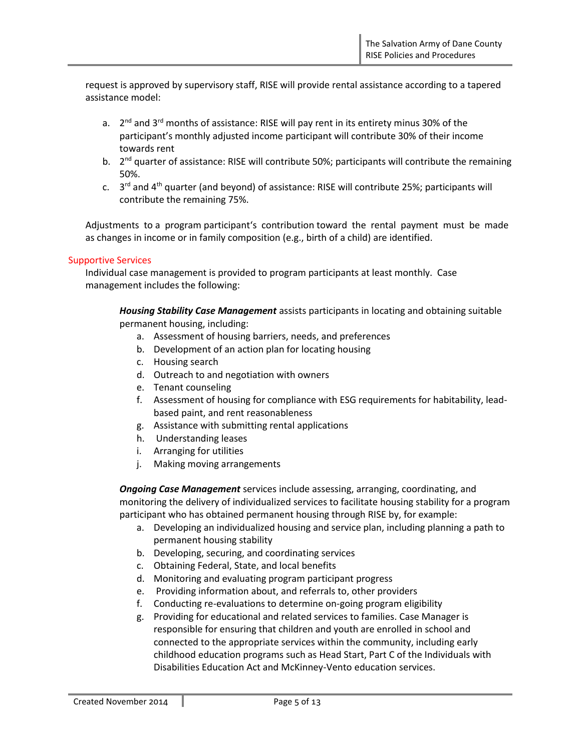request is approved by supervisory staff, RISE will provide rental assistance according to a tapered assistance model:

a. 2nd and 3rd months of assistance: RISE will pay rent in its entirety minus 30% of the participant's monthly adjusted income participant will contribute 30% of their income towards rent
b. 2nd quarter of assistance: RISE will contribute 50%; participants will contribute the remaining 50%.
c. 3rd and 4th quarter (and beyond) of assistance: RISE will contribute 25%; participants will contribute the remaining 75%.

Adjustments to a program participant's contribution toward the rental payment must be made as changes in income or in family composition (e.g., birth of a child) are identified.

## Supportive Services

Individual case management is provided to program participants at least monthly. Case management includes the following:

***Housing Stability Case Management*** assists participants in locating and obtaining suitable permanent housing, including:

a. Assessment of housing barriers, needs, and preferences
b. Development of an action plan for locating housing
c. Housing search
d. Outreach to and negotiation with owners
e. Tenant counseling
f. Assessment of housing for compliance with ESG requirements for habitability, lead-based paint, and rent reasonableness
g. Assistance with submitting rental applications
h. Understanding leases
i. Arranging for utilities
j. Making moving arrangements

***Ongoing Case Management*** services include assessing, arranging, coordinating, and monitoring the delivery of individualized services to facilitate housing stability for a program participant who has obtained permanent housing through RISE by, for example:

a. Developing an individualized housing and service plan, including planning a path to permanent housing stability
b. Developing, securing, and coordinating services
c. Obtaining Federal, State, and local benefits
d. Monitoring and evaluating program participant progress
e. Providing information about, and referrals to, other providers
f. Conducting re-evaluations to determine on-going program eligibility
g. Providing for educational and related services to families. Case Manager is responsible for ensuring that children and youth are enrolled in school and connected to the appropriate services within the community, including early childhood education programs such as Head Start, Part C of the Individuals with Disabilities Education Act and McKinney-Vento education services.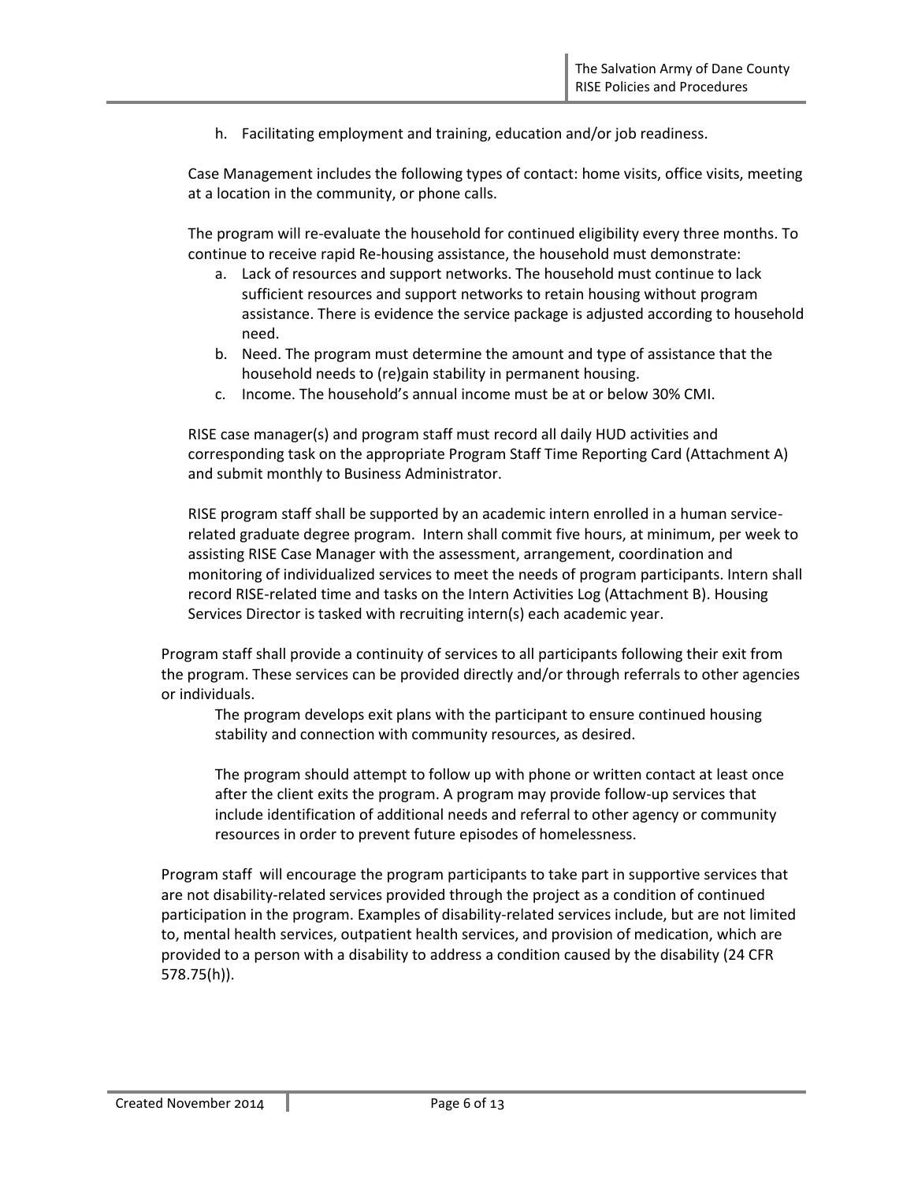h. Facilitating employment and training, education and/or job readiness.

Case Management includes the following types of contact: home visits, office visits, meeting at a location in the community, or phone calls.

The program will re-evaluate the household for continued eligibility every three months. To continue to receive rapid Re-housing assistance, the household must demonstrate:

a. Lack of resources and support networks. The household must continue to lack sufficient resources and support networks to retain housing without program assistance. There is evidence the service package is adjusted according to household need.
b. Need. The program must determine the amount and type of assistance that the household needs to (re)gain stability in permanent housing.
c. Income. The household's annual income must be at or below 30% CMI.

RISE case manager(s) and program staff must record all daily HUD activities and corresponding task on the appropriate Program Staff Time Reporting Card (Attachment A) and submit monthly to Business Administrator.

RISE program staff shall be supported by an academic intern enrolled in a human service-related graduate degree program. Intern shall commit five hours, at minimum, per week to assisting RISE Case Manager with the assessment, arrangement, coordination and monitoring of individualized services to meet the needs of program participants. Intern shall record RISE-related time and tasks on the Intern Activities Log (Attachment B). Housing Services Director is tasked with recruiting intern(s) each academic year.

Program staff shall provide a continuity of services to all participants following their exit from the program. These services can be provided directly and/or through referrals to other agencies or individuals.

The program develops exit plans with the participant to ensure continued housing stability and connection with community resources, as desired.

The program should attempt to follow up with phone or written contact at least once after the client exits the program. A program may provide follow-up services that include identification of additional needs and referral to other agency or community resources in order to prevent future episodes of homelessness.

Program staff will encourage the program participants to take part in supportive services that are not disability-related services provided through the project as a condition of continued participation in the program. Examples of disability-related services include, but are not limited to, mental health services, outpatient health services, and provision of medication, which are provided to a person with a disability to address a condition caused by the disability (24 CFR 578.75(h)).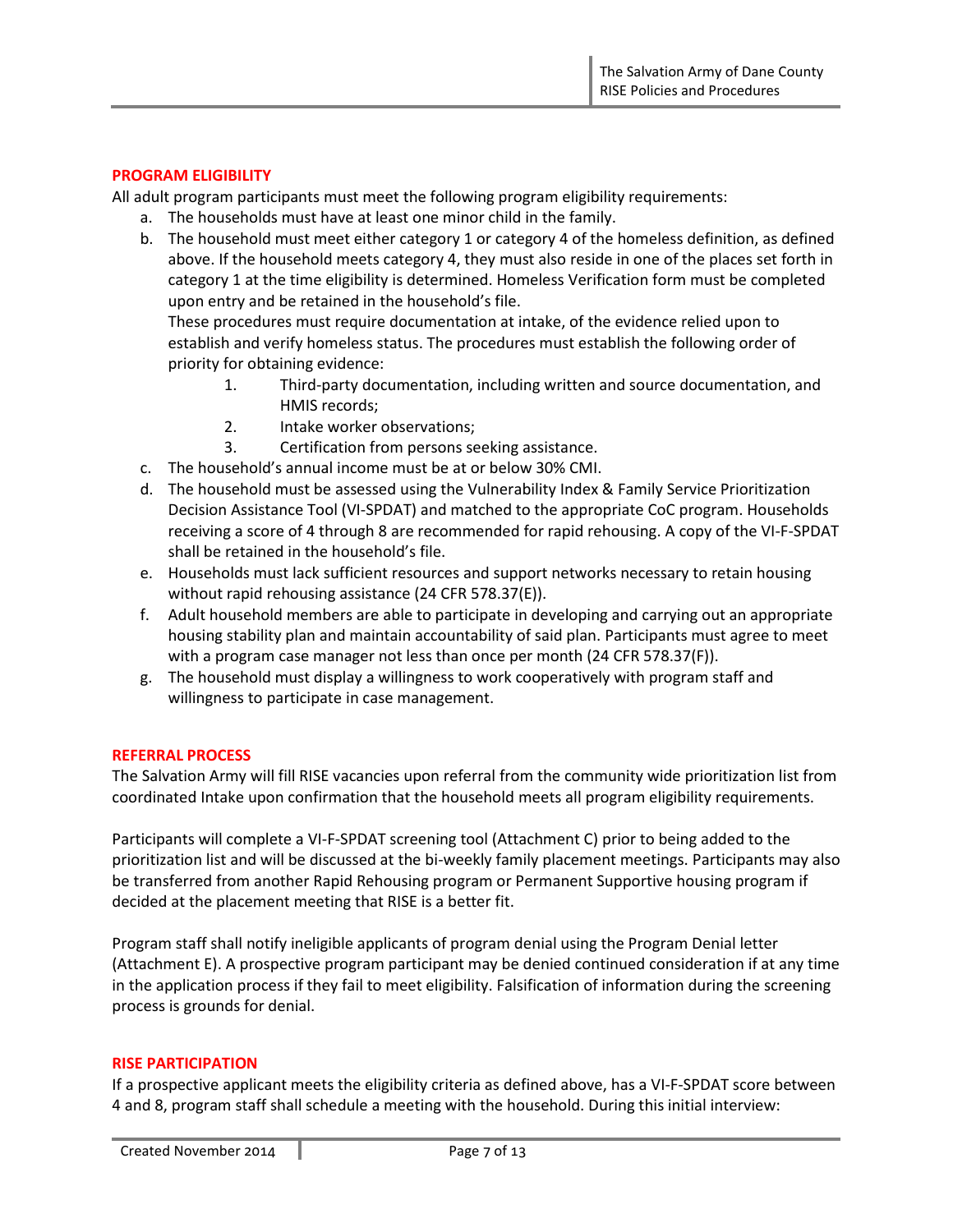## PROGRAM ELIGIBILITY

All adult program participants must meet the following program eligibility requirements:

a. The households must have at least one minor child in the family.
b. The household must meet either category 1 or category 4 of the homeless definition, as defined above. If the household meets category 4, they must also reside in one of the places set forth in category 1 at the time eligibility is determined. Homeless Verification form must be completed upon entry and be retained in the household's file.
   These procedures must require documentation at intake, of the evidence relied upon to establish and verify homeless status. The procedures must establish the following order of priority for obtaining evidence:
    1. Third-party documentation, including written and source documentation, and HMIS records;
    2. Intake worker observations;
    3. Certification from persons seeking assistance.
c. The household's annual income must be at or below 30% CMI.
d. The household must be assessed using the Vulnerability Index & Family Service Prioritization Decision Assistance Tool (VI-SPDAT) and matched to the appropriate CoC program. Households receiving a score of 4 through 8 are recommended for rapid rehousing. A copy of the VI-F-SPDAT shall be retained in the household's file.
e. Households must lack sufficient resources and support networks necessary to retain housing without rapid rehousing assistance (24 CFR 578.37(E)).
f. Adult household members are able to participate in developing and carrying out an appropriate housing stability plan and maintain accountability of said plan. Participants must agree to meet with a program case manager not less than once per month (24 CFR 578.37(F)).
g. The household must display a willingness to work cooperatively with program staff and willingness to participate in case management.

## REFERRAL PROCESS

The Salvation Army will fill RISE vacancies upon referral from the community wide prioritization list from coordinated Intake upon confirmation that the household meets all program eligibility requirements.

Participants will complete a VI-F-SPDAT screening tool (Attachment C) prior to being added to the prioritization list and will be discussed at the bi-weekly family placement meetings. Participants may also be transferred from another Rapid Rehousing program or Permanent Supportive housing program if decided at the placement meeting that RISE is a better fit.

Program staff shall notify ineligible applicants of program denial using the Program Denial letter (Attachment E). A prospective program participant may be denied continued consideration if at any time in the application process if they fail to meet eligibility. Falsification of information during the screening process is grounds for denial.

## RISE PARTICIPATION

If a prospective applicant meets the eligibility criteria as defined above, has a VI-F-SPDAT score between 4 and 8, program staff shall schedule a meeting with the household. During this initial interview: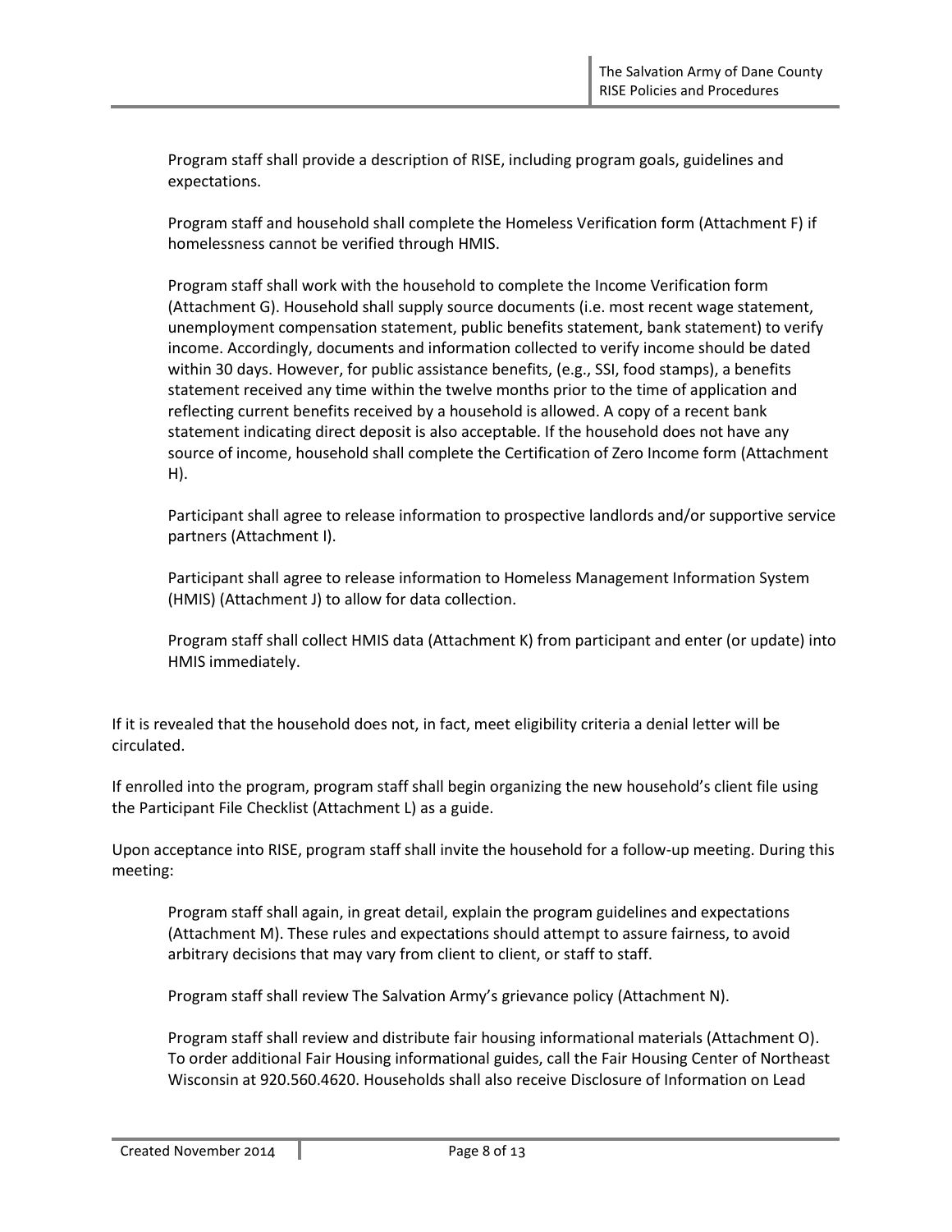Program staff shall provide a description of RISE, including program goals, guidelines and expectations.

Program staff and household shall complete the Homeless Verification form (Attachment F) if homelessness cannot be verified through HMIS.

Program staff shall work with the household to complete the Income Verification form (Attachment G). Household shall supply source documents (i.e. most recent wage statement, unemployment compensation statement, public benefits statement, bank statement) to verify income. Accordingly, documents and information collected to verify income should be dated within 30 days. However, for public assistance benefits, (e.g., SSI, food stamps), a benefits statement received any time within the twelve months prior to the time of application and reflecting current benefits received by a household is allowed. A copy of a recent bank statement indicating direct deposit is also acceptable. If the household does not have any source of income, household shall complete the Certification of Zero Income form (Attachment H).

Participant shall agree to release information to prospective landlords and/or supportive service partners (Attachment I).

Participant shall agree to release information to Homeless Management Information System (HMIS) (Attachment J) to allow for data collection.

Program staff shall collect HMIS data (Attachment K) from participant and enter (or update) into HMIS immediately.

If it is revealed that the household does not, in fact, meet eligibility criteria a denial letter will be circulated.

If enrolled into the program, program staff shall begin organizing the new household's client file using the Participant File Checklist (Attachment L) as a guide.

Upon acceptance into RISE, program staff shall invite the household for a follow-up meeting. During this meeting:

Program staff shall again, in great detail, explain the program guidelines and expectations (Attachment M). These rules and expectations should attempt to assure fairness, to avoid arbitrary decisions that may vary from client to client, or staff to staff.

Program staff shall review The Salvation Army's grievance policy (Attachment N).

Program staff shall review and distribute fair housing informational materials (Attachment O). To order additional Fair Housing informational guides, call the Fair Housing Center of Northeast Wisconsin at 920.560.4620. Households shall also receive Disclosure of Information on Lead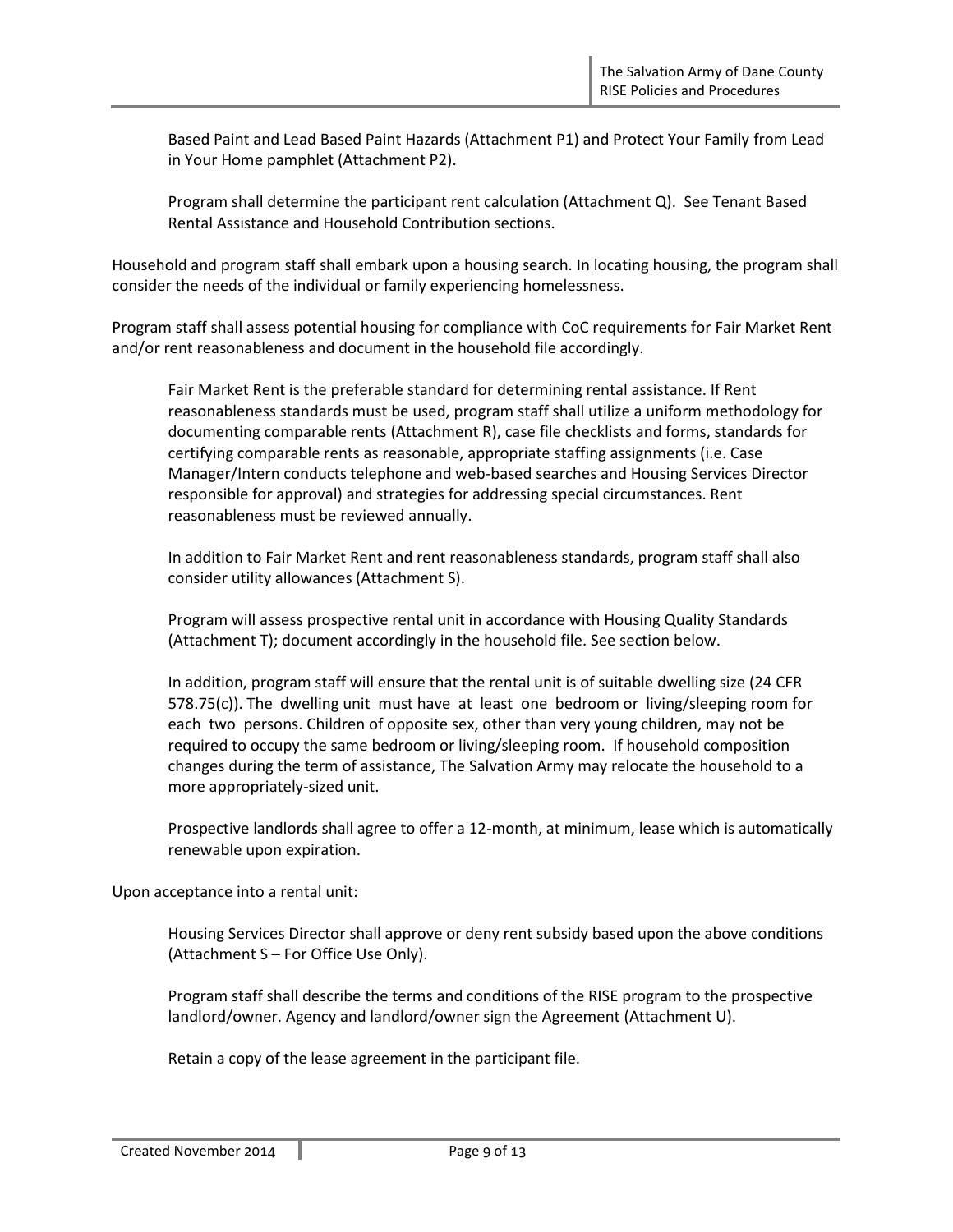Based Paint and Lead Based Paint Hazards (Attachment P1) and Protect Your Family from Lead in Your Home pamphlet (Attachment P2).

Program shall determine the participant rent calculation (Attachment Q). See Tenant Based Rental Assistance and Household Contribution sections.

Household and program staff shall embark upon a housing search. In locating housing, the program shall consider the needs of the individual or family experiencing homelessness.

Program staff shall assess potential housing for compliance with CoC requirements for Fair Market Rent and/or rent reasonableness and document in the household file accordingly.

Fair Market Rent is the preferable standard for determining rental assistance. If Rent reasonableness standards must be used, program staff shall utilize a uniform methodology for documenting comparable rents (Attachment R), case file checklists and forms, standards for certifying comparable rents as reasonable, appropriate staffing assignments (i.e. Case Manager/Intern conducts telephone and web-based searches and Housing Services Director responsible for approval) and strategies for addressing special circumstances. Rent reasonableness must be reviewed annually.

In addition to Fair Market Rent and rent reasonableness standards, program staff shall also consider utility allowances (Attachment S).

Program will assess prospective rental unit in accordance with Housing Quality Standards (Attachment T); document accordingly in the household file. See section below.

In addition, program staff will ensure that the rental unit is of suitable dwelling size (24 CFR 578.75(c)). The dwelling unit must have at least one bedroom or living/sleeping room for each two persons. Children of opposite sex, other than very young children, may not be required to occupy the same bedroom or living/sleeping room. If household composition changes during the term of assistance, The Salvation Army may relocate the household to a more appropriately-sized unit.

Prospective landlords shall agree to offer a 12-month, at minimum, lease which is automatically renewable upon expiration.

Upon acceptance into a rental unit:

Housing Services Director shall approve or deny rent subsidy based upon the above conditions (Attachment S – For Office Use Only).

Program staff shall describe the terms and conditions of the RISE program to the prospective landlord/owner. Agency and landlord/owner sign the Agreement (Attachment U).

Retain a copy of the lease agreement in the participant file.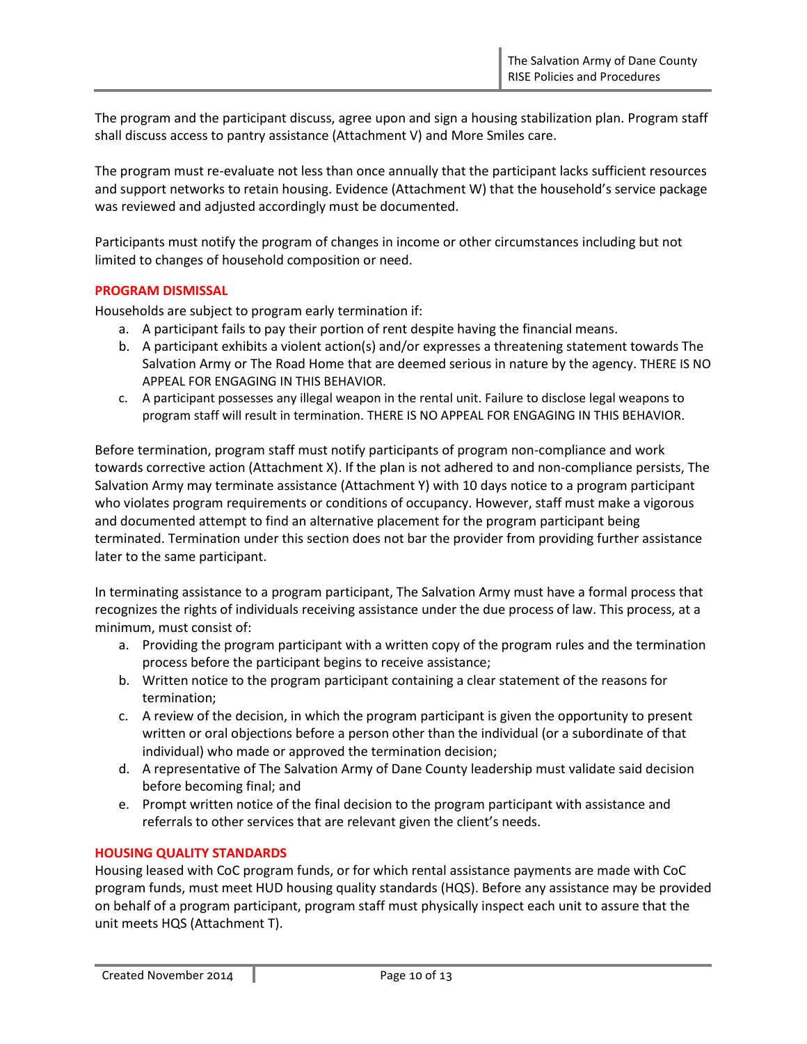The program and the participant discuss, agree upon and sign a housing stabilization plan. Program staff shall discuss access to pantry assistance (Attachment V) and More Smiles care.

The program must re-evaluate not less than once annually that the participant lacks sufficient resources and support networks to retain housing. Evidence (Attachment W) that the household's service package was reviewed and adjusted accordingly must be documented.

Participants must notify the program of changes in income or other circumstances including but not limited to changes of household composition or need.

## PROGRAM DISMISSAL

Households are subject to program early termination if:

a. A participant fails to pay their portion of rent despite having the financial means.
b. A participant exhibits a violent action(s) and/or expresses a threatening statement towards The Salvation Army or The Road Home that are deemed serious in nature by the agency. THERE IS NO APPEAL FOR ENGAGING IN THIS BEHAVIOR.
c. A participant possesses any illegal weapon in the rental unit. Failure to disclose legal weapons to program staff will result in termination. THERE IS NO APPEAL FOR ENGAGING IN THIS BEHAVIOR.

Before termination, program staff must notify participants of program non-compliance and work towards corrective action (Attachment X). If the plan is not adhered to and non-compliance persists, The Salvation Army may terminate assistance (Attachment Y) with 10 days notice to a program participant who violates program requirements or conditions of occupancy. However, staff must make a vigorous and documented attempt to find an alternative placement for the program participant being terminated. Termination under this section does not bar the provider from providing further assistance later to the same participant.

In terminating assistance to a program participant, The Salvation Army must have a formal process that recognizes the rights of individuals receiving assistance under the due process of law. This process, at a minimum, must consist of:

a. Providing the program participant with a written copy of the program rules and the termination process before the participant begins to receive assistance;
b. Written notice to the program participant containing a clear statement of the reasons for termination;
c. A review of the decision, in which the program participant is given the opportunity to present written or oral objections before a person other than the individual (or a subordinate of that individual) who made or approved the termination decision;
d. A representative of The Salvation Army of Dane County leadership must validate said decision before becoming final; and
e. Prompt written notice of the final decision to the program participant with assistance and referrals to other services that are relevant given the client's needs.

## HOUSING QUALITY STANDARDS

Housing leased with CoC program funds, or for which rental assistance payments are made with CoC program funds, must meet HUD housing quality standards (HQS). Before any assistance may be provided on behalf of a program participant, program staff must physically inspect each unit to assure that the unit meets HQS (Attachment T).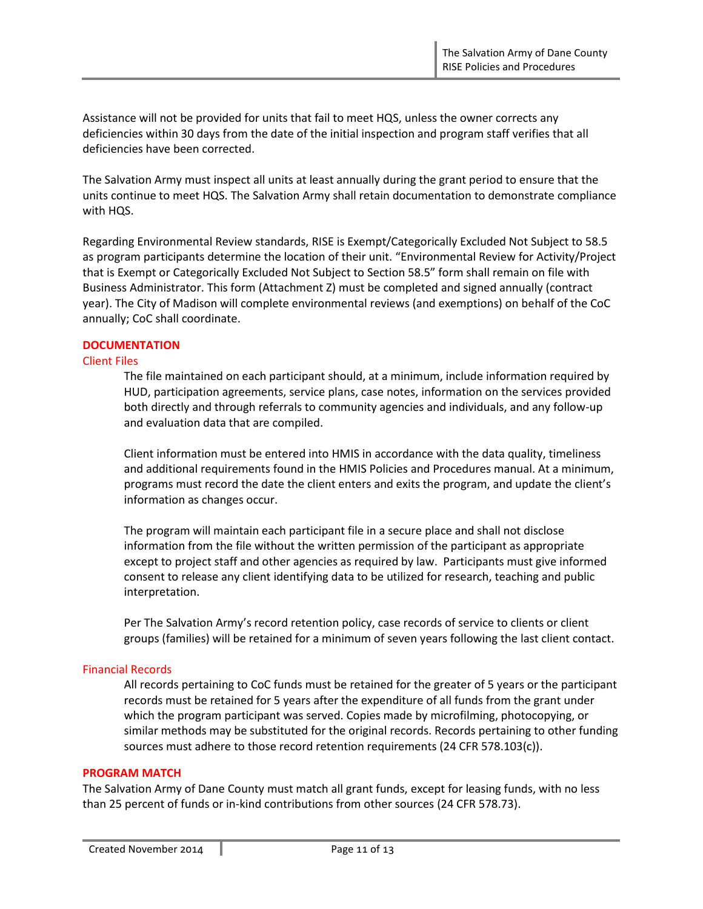Assistance will not be provided for units that fail to meet HQS, unless the owner corrects any deficiencies within 30 days from the date of the initial inspection and program staff verifies that all deficiencies have been corrected.

The Salvation Army must inspect all units at least annually during the grant period to ensure that the units continue to meet HQS. The Salvation Army shall retain documentation to demonstrate compliance with HQS.

Regarding Environmental Review standards, RISE is Exempt/Categorically Excluded Not Subject to 58.5 as program participants determine the location of their unit. "Environmental Review for Activity/Project that is Exempt or Categorically Excluded Not Subject to Section 58.5" form shall remain on file with Business Administrator. This form (Attachment Z) must be completed and signed annually (contract year). The City of Madison will complete environmental reviews (and exemptions) on behalf of the CoC annually; CoC shall coordinate.

## DOCUMENTATION

### Client Files

The file maintained on each participant should, at a minimum, include information required by HUD, participation agreements, service plans, case notes, information on the services provided both directly and through referrals to community agencies and individuals, and any follow-up and evaluation data that are compiled.

Client information must be entered into HMIS in accordance with the data quality, timeliness and additional requirements found in the HMIS Policies and Procedures manual. At a minimum, programs must record the date the client enters and exits the program, and update the client's information as changes occur.

The program will maintain each participant file in a secure place and shall not disclose information from the file without the written permission of the participant as appropriate except to project staff and other agencies as required by law. Participants must give informed consent to release any client identifying data to be utilized for research, teaching and public interpretation.

Per The Salvation Army's record retention policy, case records of service to clients or client groups (families) will be retained for a minimum of seven years following the last client contact.

### Financial Records

All records pertaining to CoC funds must be retained for the greater of 5 years or the participant records must be retained for 5 years after the expenditure of all funds from the grant under which the program participant was served. Copies made by microfilming, photocopying, or similar methods may be substituted for the original records. Records pertaining to other funding sources must adhere to those record retention requirements (24 CFR 578.103(c)).

## PROGRAM MATCH

The Salvation Army of Dane County must match all grant funds, except for leasing funds, with no less than 25 percent of funds or in-kind contributions from other sources (24 CFR 578.73).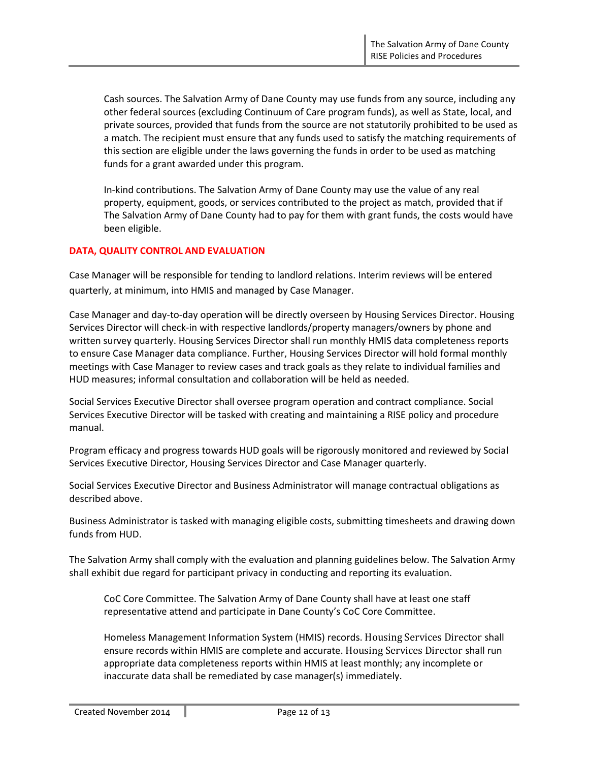Cash sources. The Salvation Army of Dane County may use funds from any source, including any other federal sources (excluding Continuum of Care program funds), as well as State, local, and private sources, provided that funds from the source are not statutorily prohibited to be used as a match. The recipient must ensure that any funds used to satisfy the matching requirements of this section are eligible under the laws governing the funds in order to be used as matching funds for a grant awarded under this program.

In-kind contributions. The Salvation Army of Dane County may use the value of any real property, equipment, goods, or services contributed to the project as match, provided that if The Salvation Army of Dane County had to pay for them with grant funds, the costs would have been eligible.

## DATA, QUALITY CONTROL AND EVALUATION

Case Manager will be responsible for tending to landlord relations. Interim reviews will be entered quarterly, at minimum, into HMIS and managed by Case Manager.

Case Manager and day-to-day operation will be directly overseen by Housing Services Director. Housing Services Director will check-in with respective landlords/property managers/owners by phone and written survey quarterly. Housing Services Director shall run monthly HMIS data completeness reports to ensure Case Manager data compliance. Further, Housing Services Director will hold formal monthly meetings with Case Manager to review cases and track goals as they relate to individual families and HUD measures; informal consultation and collaboration will be held as needed.

Social Services Executive Director shall oversee program operation and contract compliance. Social Services Executive Director will be tasked with creating and maintaining a RISE policy and procedure manual.

Program efficacy and progress towards HUD goals will be rigorously monitored and reviewed by Social Services Executive Director, Housing Services Director and Case Manager quarterly.

Social Services Executive Director and Business Administrator will manage contractual obligations as described above.

Business Administrator is tasked with managing eligible costs, submitting timesheets and drawing down funds from HUD.

The Salvation Army shall comply with the evaluation and planning guidelines below. The Salvation Army shall exhibit due regard for participant privacy in conducting and reporting its evaluation.

CoC Core Committee. The Salvation Army of Dane County shall have at least one staff representative attend and participate in Dane County's CoC Core Committee.

Homeless Management Information System (HMIS) records. Housing Services Director shall ensure records within HMIS are complete and accurate. Housing Services Director shall run appropriate data completeness reports within HMIS at least monthly; any incomplete or inaccurate data shall be remediated by case manager(s) immediately.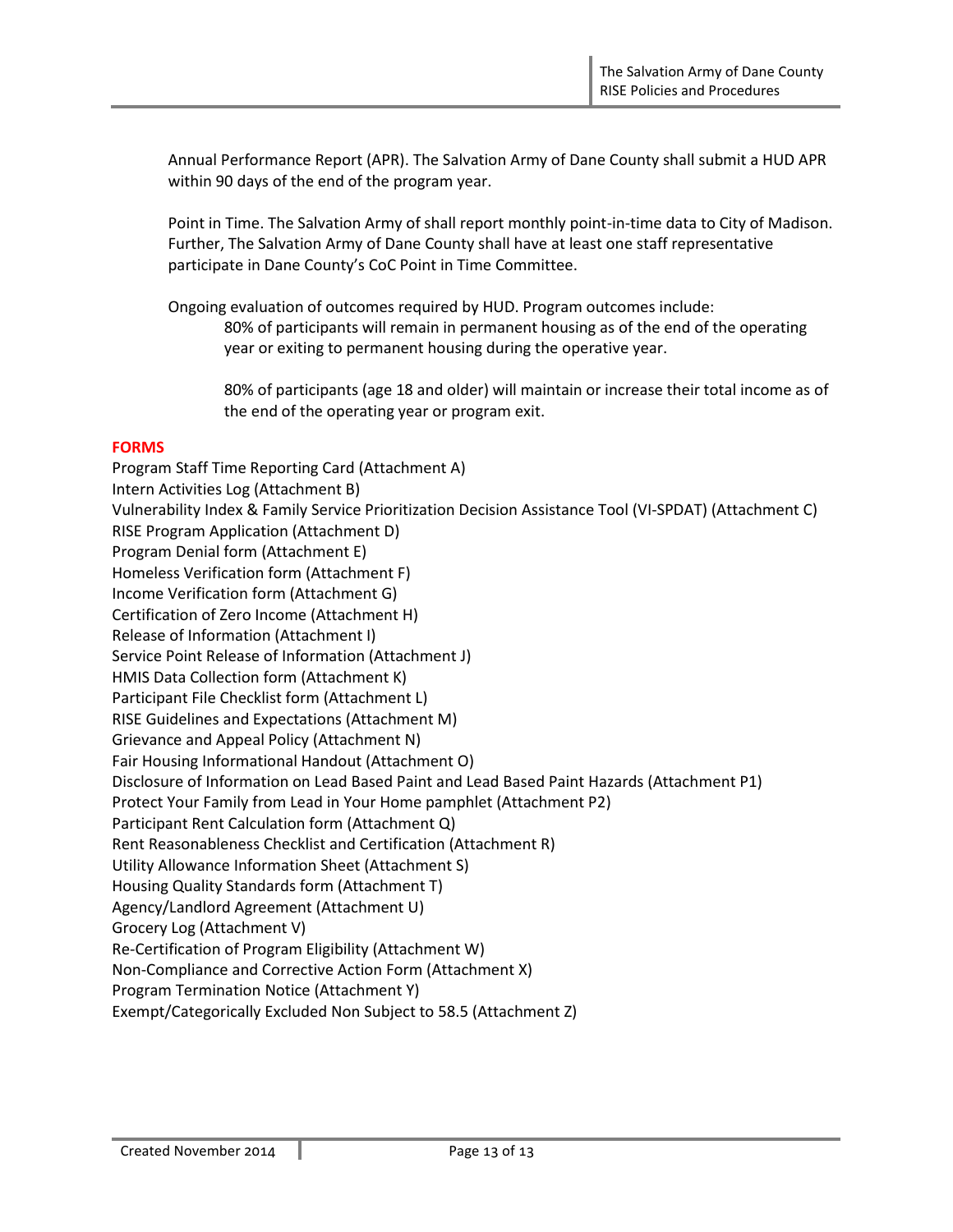Annual Performance Report (APR). The Salvation Army of Dane County shall submit a HUD APR within 90 days of the end of the program year.

Point in Time. The Salvation Army of shall report monthly point-in-time data to City of Madison. Further, The Salvation Army of Dane County shall have at least one staff representative participate in Dane County's CoC Point in Time Committee.

Ongoing evaluation of outcomes required by HUD. Program outcomes include:

> 80% of participants will remain in permanent housing as of the end of the operating year or exiting to permanent housing during the operative year.
>
> 80% of participants (age 18 and older) will maintain or increase their total income as of the end of the operating year or program exit.

## FORMS

Program Staff Time Reporting Card (Attachment A)
Intern Activities Log (Attachment B)
Vulnerability Index & Family Service Prioritization Decision Assistance Tool (VI-SPDAT) (Attachment C)
RISE Program Application (Attachment D)
Program Denial form (Attachment E)
Homeless Verification form (Attachment F)
Income Verification form (Attachment G)
Certification of Zero Income (Attachment H)
Release of Information (Attachment I)
Service Point Release of Information (Attachment J)
HMIS Data Collection form (Attachment K)
Participant File Checklist form (Attachment L)
RISE Guidelines and Expectations (Attachment M)
Grievance and Appeal Policy (Attachment N)
Fair Housing Informational Handout (Attachment O)
Disclosure of Information on Lead Based Paint and Lead Based Paint Hazards (Attachment P1)
Protect Your Family from Lead in Your Home pamphlet (Attachment P2)
Participant Rent Calculation form (Attachment Q)
Rent Reasonableness Checklist and Certification (Attachment R)
Utility Allowance Information Sheet (Attachment S)
Housing Quality Standards form (Attachment T)
Agency/Landlord Agreement (Attachment U)
Grocery Log (Attachment V)
Re-Certification of Program Eligibility (Attachment W)
Non-Compliance and Corrective Action Form (Attachment X)
Program Termination Notice (Attachment Y)
Exempt/Categorically Excluded Non Subject to 58.5 (Attachment Z)